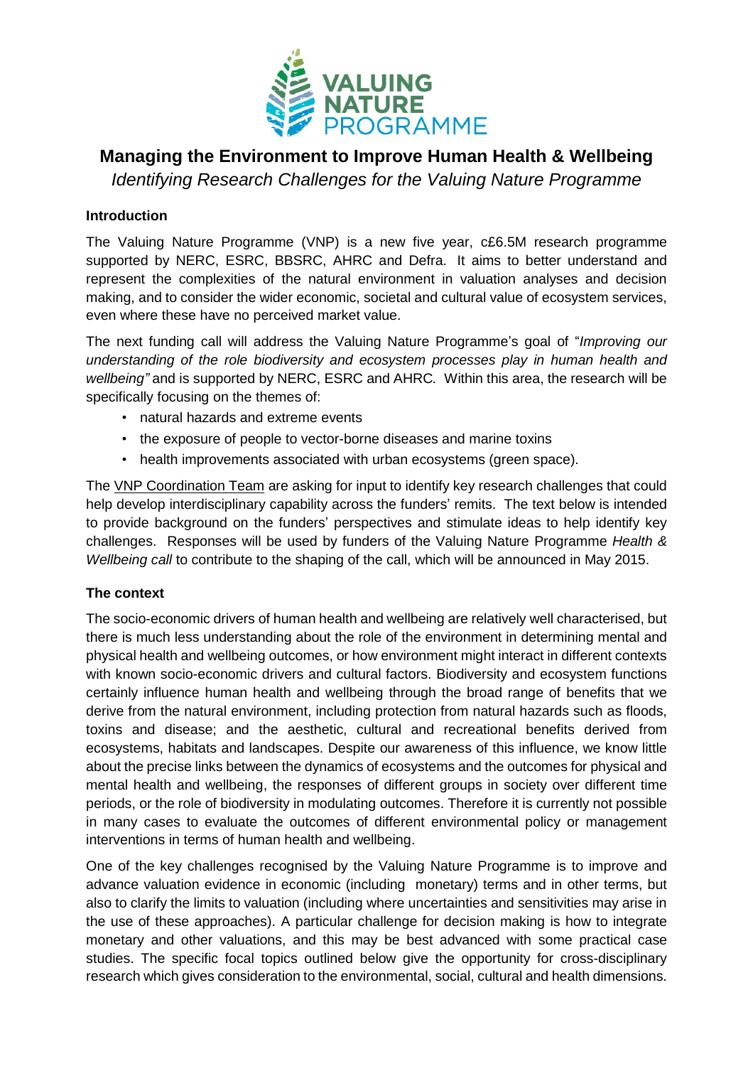# Managing the Environment to Improve Human Health & Wellbeing

*Identifying Research Challenges for the Valuing Nature Programme*

### Introduction

The Valuing Nature Programme (VNP) is a new five year, c£6.5M research programme supported by NERC, ESRC, BBSRC, AHRC and Defra. It aims to better understand and represent the complexities of the natural environment in valuation analyses and decision making, and to consider the wider economic, societal and cultural value of ecosystem services, even where these have no perceived market value.

The next funding call will address the Valuing Nature Programme's goal of "*Improving our understanding of the role biodiversity and ecosystem processes play in human health and wellbeing"* and is supported by NERC, ESRC and AHRC. Within this area, the research will be specifically focusing on the themes of:

- natural hazards and extreme events
- the exposure of people to vector-borne diseases and marine toxins
- health improvements associated with urban ecosystems (green space).

The VNP Coordination Team are asking for input to identify key research challenges that could help develop interdisciplinary capability across the funders' remits. The text below is intended to provide background on the funders' perspectives and stimulate ideas to help identify key challenges. Responses will be used by funders of the Valuing Nature Programme *Health & Wellbeing call* to contribute to the shaping of the call, which will be announced in May 2015.

### The context

The socio-economic drivers of human health and wellbeing are relatively well characterised, but there is much less understanding about the role of the environment in determining mental and physical health and wellbeing outcomes, or how environment might interact in different contexts with known socio-economic drivers and cultural factors. Biodiversity and ecosystem functions certainly influence human health and wellbeing through the broad range of benefits that we derive from the natural environment, including protection from natural hazards such as floods, toxins and disease; and the aesthetic, cultural and recreational benefits derived from ecosystems, habitats and landscapes. Despite our awareness of this influence, we know little about the precise links between the dynamics of ecosystems and the outcomes for physical and mental health and wellbeing, the responses of different groups in society over different time periods, or the role of biodiversity in modulating outcomes. Therefore it is currently not possible in many cases to evaluate the outcomes of different environmental policy or management interventions in terms of human health and wellbeing.

One of the key challenges recognised by the Valuing Nature Programme is to improve and advance valuation evidence in economic (including monetary) terms and in other terms, but also to clarify the limits to valuation (including where uncertainties and sensitivities may arise in the use of these approaches). A particular challenge for decision making is how to integrate monetary and other valuations, and this may be best advanced with some practical case studies. The specific focal topics outlined below give the opportunity for cross-disciplinary research which gives consideration to the environmental, social, cultural and health dimensions.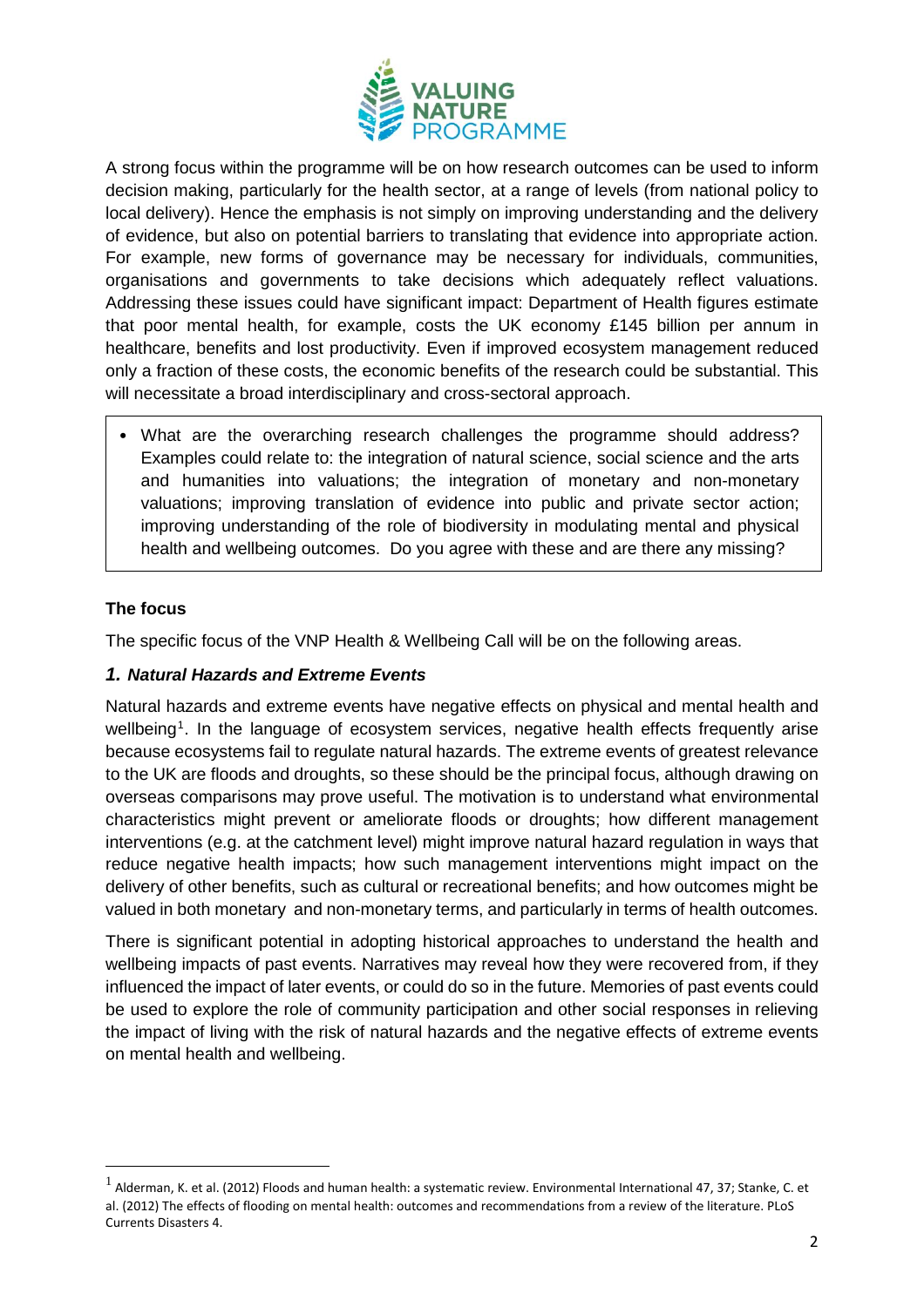A strong focus within the programme will be on how research outcomes can be used to inform decision making, particularly for the health sector, at a range of levels (from national policy to local delivery). Hence the emphasis is not simply on improving understanding and the delivery of evidence, but also on potential barriers to translating that evidence into appropriate action. For example, new forms of governance may be necessary for individuals, communities, organisations and governments to take decisions which adequately reflect valuations. Addressing these issues could have significant impact: Department of Health figures estimate that poor mental health, for example, costs the UK economy £145 billion per annum in healthcare, benefits and lost productivity. Even if improved ecosystem management reduced only a fraction of these costs, the economic benefits of the research could be substantial. This will necessitate a broad interdisciplinary and cross-sectoral approach.

- What are the overarching research challenges the programme should address? Examples could relate to: the integration of natural science, social science and the arts and humanities into valuations; the integration of monetary and non-monetary valuations; improving translation of evidence into public and private sector action; improving understanding of the role of biodiversity in modulating mental and physical health and wellbeing outcomes. Do you agree with these and are there any missing?

**The focus**

The specific focus of the VNP Health & Wellbeing Call will be on the following areas.

### *1. Natural Hazards and Extreme Events*

Natural hazards and extreme events have negative effects on physical and mental health and wellbeing[1]. In the language of ecosystem services, negative health effects frequently arise because ecosystems fail to regulate natural hazards. The extreme events of greatest relevance to the UK are floods and droughts, so these should be the principal focus, although drawing on overseas comparisons may prove useful. The motivation is to understand what environmental characteristics might prevent or ameliorate floods or droughts; how different management interventions (e.g. at the catchment level) might improve natural hazard regulation in ways that reduce negative health impacts; how such management interventions might impact on the delivery of other benefits, such as cultural or recreational benefits; and how outcomes might be valued in both monetary and non-monetary terms, and particularly in terms of health outcomes.

There is significant potential in adopting historical approaches to understand the health and wellbeing impacts of past events. Narratives may reveal how they were recovered from, if they influenced the impact of later events, or could do so in the future. Memories of past events could be used to explore the role of community participation and other social responses in relieving the impact of living with the risk of natural hazards and the negative effects of extreme events on mental health and wellbeing.

[1] Alderman, K. et al. (2012) Floods and human health: a systematic review. Environmental International 47, 37; Stanke, C. et al. (2012) The effects of flooding on mental health: outcomes and recommendations from a review of the literature. PLoS Currents Disasters 4.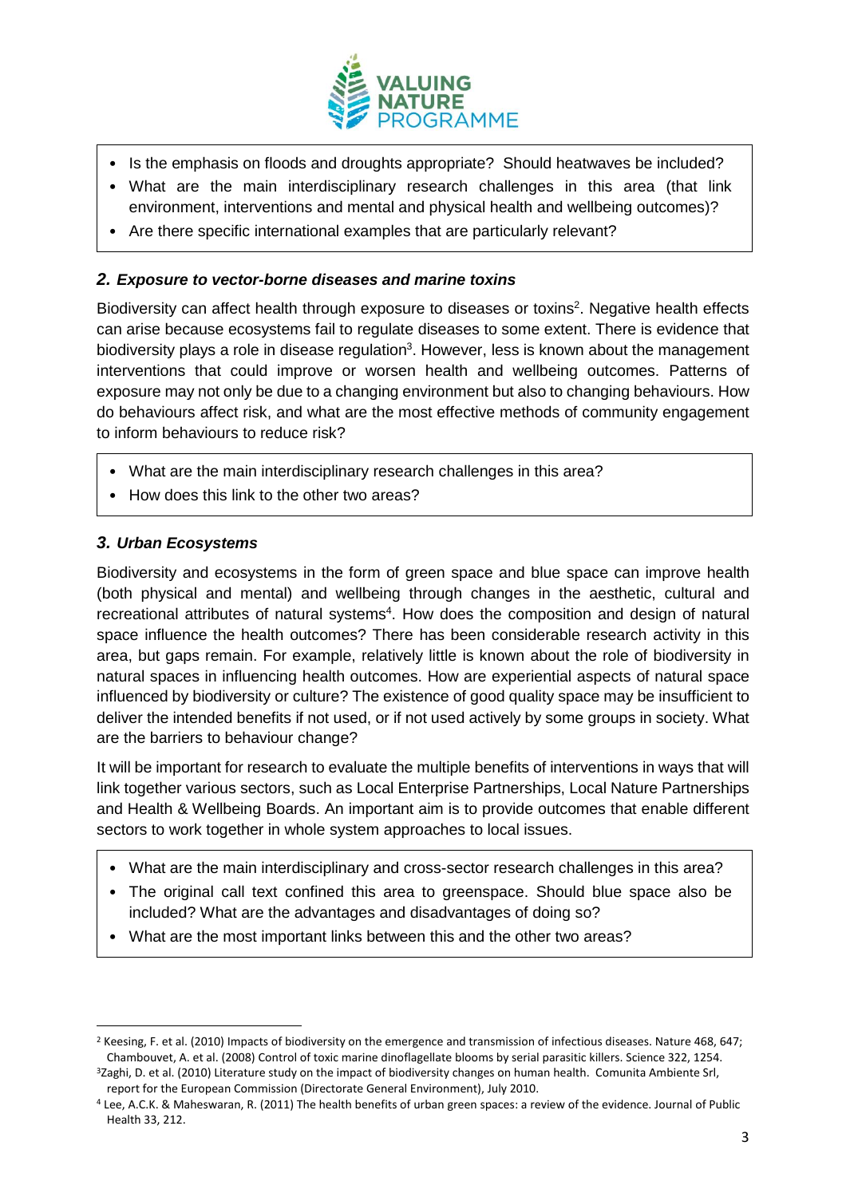- Is the emphasis on floods and droughts appropriate? Should heatwaves be included?
- What are the main interdisciplinary research challenges in this area (that link environment, interventions and mental and physical health and wellbeing outcomes)?
- Are there specific international examples that are particularly relevant?

### *2. Exposure to vector-borne diseases and marine toxins*

Biodiversity can affect health through exposure to diseases or toxins[2]. Negative health effects can arise because ecosystems fail to regulate diseases to some extent. There is evidence that biodiversity plays a role in disease regulation[3]. However, less is known about the management interventions that could improve or worsen health and wellbeing outcomes. Patterns of exposure may not only be due to a changing environment but also to changing behaviours. How do behaviours affect risk, and what are the most effective methods of community engagement to inform behaviours to reduce risk?

- What are the main interdisciplinary research challenges in this area?
- How does this link to the other two areas?

### *3. Urban Ecosystems*

Biodiversity and ecosystems in the form of green space and blue space can improve health (both physical and mental) and wellbeing through changes in the aesthetic, cultural and recreational attributes of natural systems[4]. How does the composition and design of natural space influence the health outcomes? There has been considerable research activity in this area, but gaps remain. For example, relatively little is known about the role of biodiversity in natural spaces in influencing health outcomes. How are experiential aspects of natural space influenced by biodiversity or culture? The existence of good quality space may be insufficient to deliver the intended benefits if not used, or if not used actively by some groups in society. What are the barriers to behaviour change?

It will be important for research to evaluate the multiple benefits of interventions in ways that will link together various sectors, such as Local Enterprise Partnerships, Local Nature Partnerships and Health & Wellbeing Boards. An important aim is to provide outcomes that enable different sectors to work together in whole system approaches to local issues.

- What are the main interdisciplinary and cross-sector research challenges in this area?
- The original call text confined this area to greenspace. Should blue space also be included? What are the advantages and disadvantages of doing so?
- What are the most important links between this and the other two areas?

---

[2] Keesing, F. et al. (2010) Impacts of biodiversity on the emergence and transmission of infectious diseases. Nature 468, 647; Chambouvet, A. et al. (2008) Control of toxic marine dinoflagellate blooms by serial parasitic killers. Science 322, 1254.

[3] Zaghi, D. et al. (2010) Literature study on the impact of biodiversity changes on human health. Comunita Ambiente Srl, report for the European Commission (Directorate General Environment), July 2010.

[4] Lee, A.C.K. & Maheswaran, R. (2011) The health benefits of urban green spaces: a review of the evidence. Journal of Public Health 33, 212.